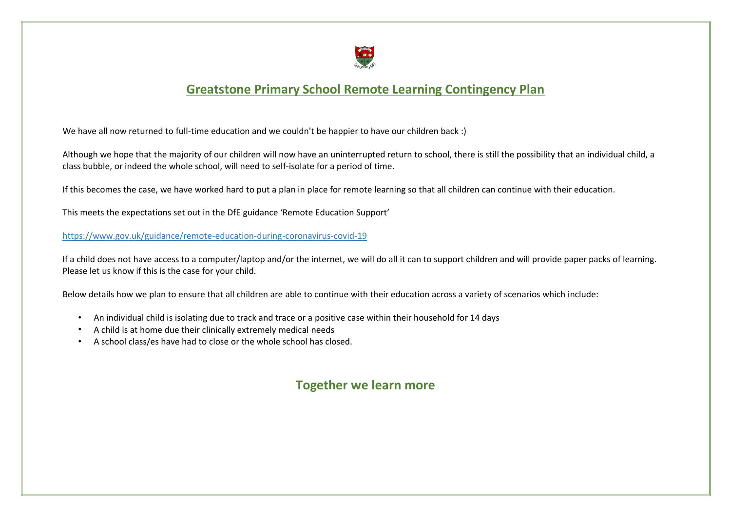# Greatstone Primary School Remote Learning Contingency Plan

We have all now returned to full-time education and we couldn't be happier to have our children back :)

Although we hope that the majority of our children will now have an uninterrupted return to school, there is still the possibility that an individual child, a class bubble, or indeed the whole school, will need to self-isolate for a period of time.

If this becomes the case, we have worked hard to put a plan in place for remote learning so that all children can continue with their education.

This meets the expectations set out in the DfE guidance 'Remote Education Support'

https://www.gov.uk/guidance/remote-education-during-coronavirus-covid-19

If a child does not have access to a computer/laptop and/or the internet, we will do all it can to support children and will provide paper packs of learning. Please let us know if this is the case for your child.

Below details how we plan to ensure that all children are able to continue with their education across a variety of scenarios which include:

- An individual child is isolating due to track and trace or a positive case within their household for 14 days
- A child is at home due their clinically extremely medical needs
- A school class/es have had to close or the whole school has closed.

## Together we learn more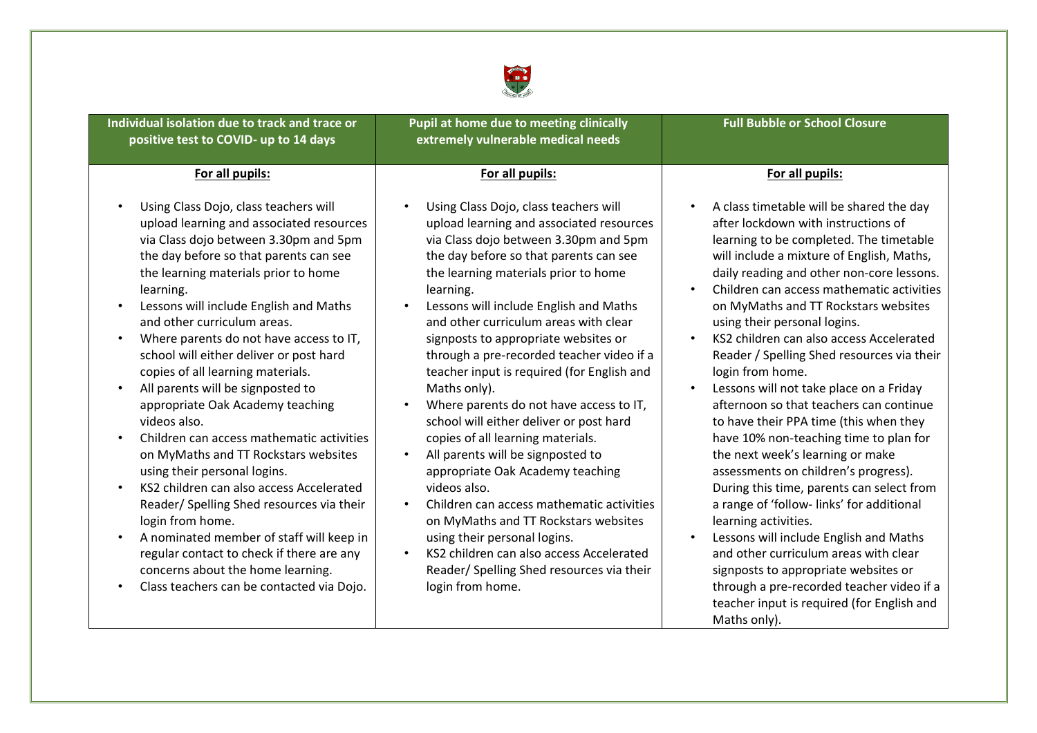| Individual isolation due to track and trace or positive test to COVID- up to 14 days | Pupil at home due to meeting clinically extremely vulnerable medical needs | Full Bubble or School Closure |
|---|---|---|
| **For all pupils:**<br><br>• Using Class Dojo, class teachers will upload learning and associated resources via Class dojo between 3.30pm and 5pm the day before so that parents can see the learning materials prior to home learning.<br>• Lessons will include English and Maths and other curriculum areas.<br>• Where parents do not have access to IT, school will either deliver or post hard copies of all learning materials.<br>• All parents will be signposted to appropriate Oak Academy teaching videos also.<br>• Children can access mathematic activities on MyMaths and TT Rockstars websites using their personal logins.<br>• KS2 children can also access Accelerated Reader/ Spelling Shed resources via their login from home.<br>• A nominated member of staff will keep in regular contact to check if there are any concerns about the home learning.<br>• Class teachers can be contacted via Dojo. | **For all pupils:**<br><br>• Using Class Dojo, class teachers will upload learning and associated resources via Class dojo between 3.30pm and 5pm the day before so that parents can see the learning materials prior to home learning.<br>• Lessons will include English and Maths and other curriculum areas with clear signposts to appropriate websites or through a pre-recorded teacher video if a teacher input is required (for English and Maths only).<br>• Where parents do not have access to IT, school will either deliver or post hard copies of all learning materials.<br>• All parents will be signposted to appropriate Oak Academy teaching videos also.<br>• Children can access mathematic activities on MyMaths and TT Rockstars websites using their personal logins.<br>• KS2 children can also access Accelerated Reader/ Spelling Shed resources via their login from home. | **For all pupils:**<br><br>• A class timetable will be shared the day after lockdown with instructions of learning to be completed. The timetable will include a mixture of English, Maths, daily reading and other non-core lessons.<br>• Children can access mathematic activities on MyMaths and TT Rockstars websites using their personal logins.<br>• KS2 children can also access Accelerated Reader / Spelling Shed resources via their login from home.<br>• Lessons will not take place on a Friday afternoon so that teachers can continue to have their PPA time (this when they have 10% non-teaching time to plan for the next week's learning or make assessments on children's progress). During this time, parents can select from a range of 'follow- links' for additional learning activities.<br>• Lessons will include English and Maths and other curriculum areas with clear signposts to appropriate websites or through a pre-recorded teacher video if a teacher input is required (for English and Maths only). |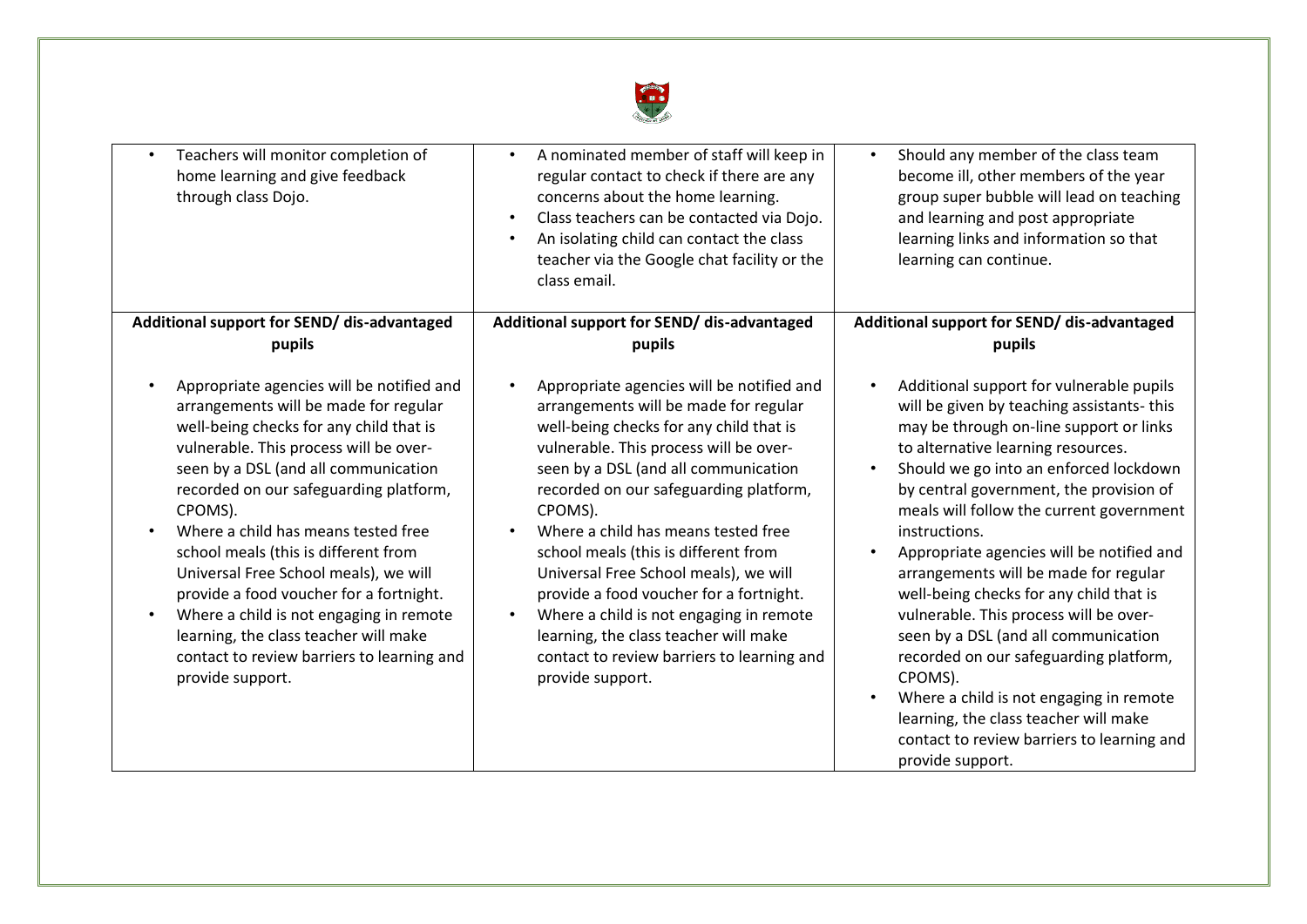| | | |
|---|---|---|
| • Teachers will monitor completion of home learning and give feedback through class Dojo. | • A nominated member of staff will keep in regular contact to check if there are any concerns about the home learning.<br>• Class teachers can be contacted via Dojo.<br>• An isolating child can contact the class teacher via the Google chat facility or the class email. | • Should any member of the class team become ill, other members of the year group super bubble will lead on teaching and learning and post appropriate learning links and information so that learning can continue. |
| **Additional support for SEND/ dis-advantaged pupils**<br><br>• Appropriate agencies will be notified and arrangements will be made for regular well-being checks for any child that is vulnerable. This process will be over-seen by a DSL (and all communication recorded on our safeguarding platform, CPOMS).<br>• Where a child has means tested free school meals (this is different from Universal Free School meals), we will provide a food voucher for a fortnight.<br>• Where a child is not engaging in remote learning, the class teacher will make contact to review barriers to learning and provide support. | **Additional support for SEND/ dis-advantaged pupils**<br><br>• Appropriate agencies will be notified and arrangements will be made for regular well-being checks for any child that is vulnerable. This process will be over-seen by a DSL (and all communication recorded on our safeguarding platform, CPOMS).<br>• Where a child has means tested free school meals (this is different from Universal Free School meals), we will provide a food voucher for a fortnight.<br>• Where a child is not engaging in remote learning, the class teacher will make contact to review barriers to learning and provide support. | **Additional support for SEND/ dis-advantaged pupils**<br><br>• Additional support for vulnerable pupils will be given by teaching assistants- this may be through on-line support or links to alternative learning resources.<br>• Should we go into an enforced lockdown by central government, the provision of meals will follow the current government instructions.<br>• Appropriate agencies will be notified and arrangements will be made for regular well-being checks for any child that is vulnerable. This process will be over-seen by a DSL (and all communication recorded on our safeguarding platform, CPOMS).<br>• Where a child is not engaging in remote learning, the class teacher will make contact to review barriers to learning and provide support. |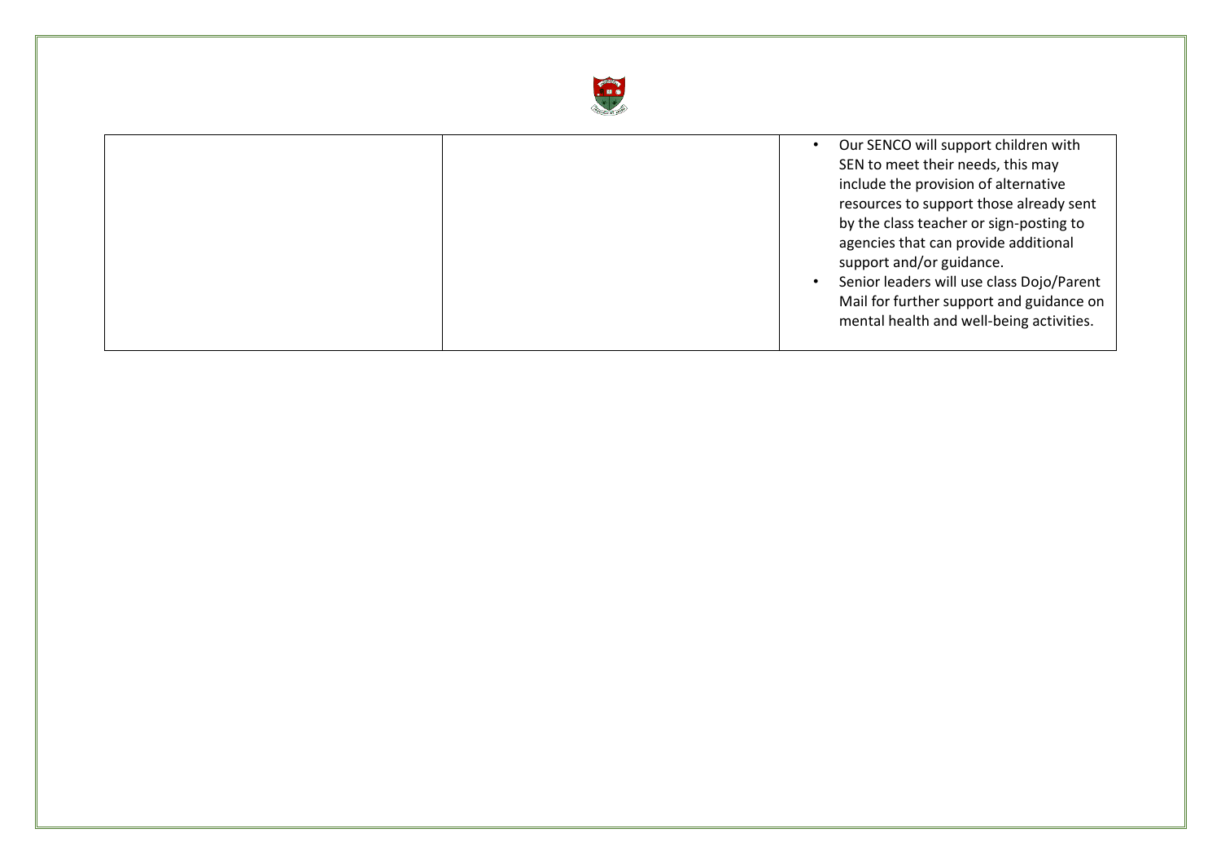| | | |
|---|---|---|
| | | • Our SENCO will support children with SEN to meet their needs, this may include the provision of alternative resources to support those already sent by the class teacher or sign-posting to agencies that can provide additional support and/or guidance.<br>• Senior leaders will use class Dojo/Parent Mail for further support and guidance on mental health and well-being activities. |